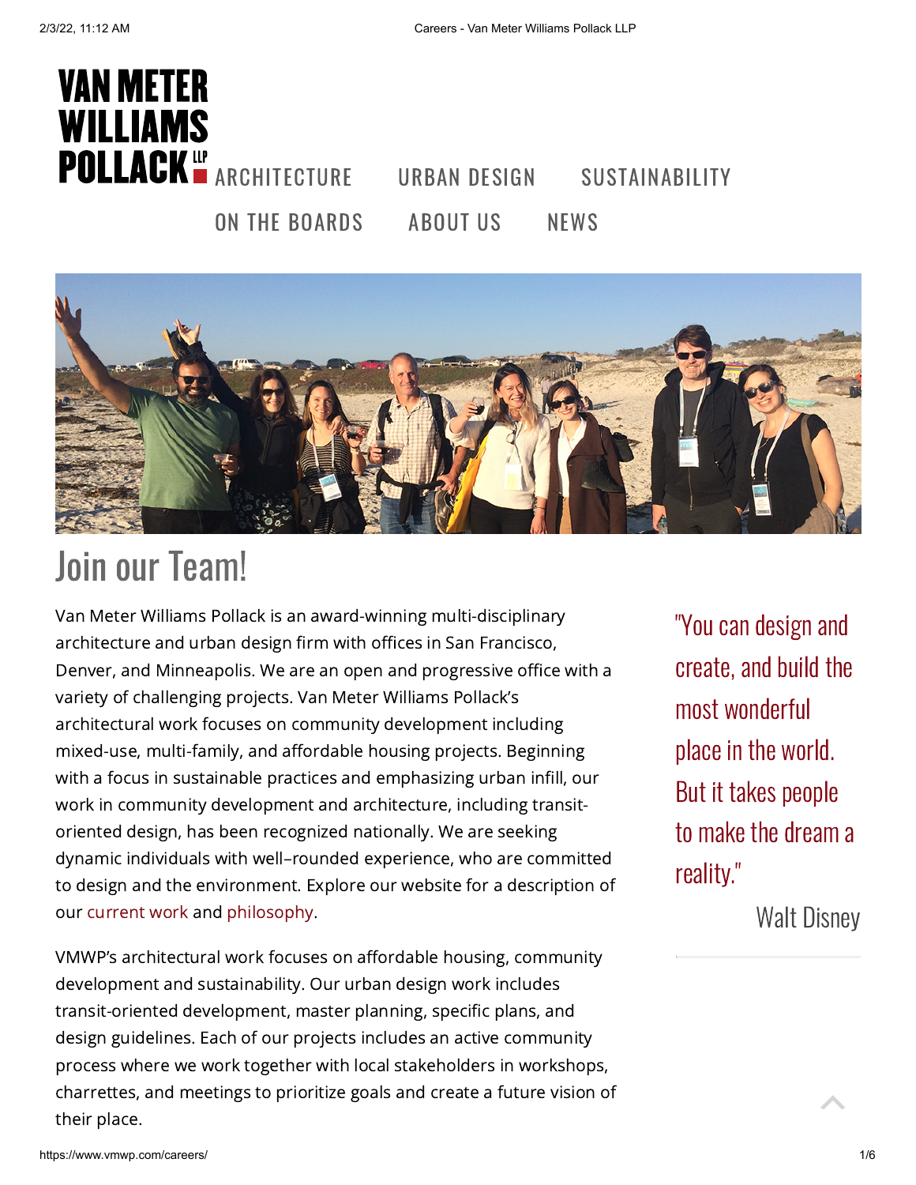# VAN METER WILLIAMS POLLACK LLP

ARCHITECTURE URBAN DESIGN SUSTAINABILITY

ON THE BOARDS ABOUT US NEWS

## Join our Team!

Van Meter Williams Pollack is an award-winning multi-disciplinary architecture and urban design firm with offices in San Francisco, Denver, and Minneapolis. We are an open and progressive office with a variety of challenging projects. Van Meter Williams Pollack's architectural work focuses on community development including mixed-use, multi-family, and affordable housing projects. Beginning with a focus in sustainable practices and emphasizing urban infill, our work in community development and architecture, including transit-oriented design, has been recognized nationally. We are seeking dynamic individuals with well–rounded experience, who are committed to design and the environment. Explore our website for a description of our current work and philosophy.

VMWP's architectural work focuses on affordable housing, community development and sustainability. Our urban design work includes transit-oriented development, master planning, specific plans, and design guidelines. Each of our projects includes an active community process where we work together with local stakeholders in workshops, charrettes, and meetings to prioritize goals and create a future vision of their place.

"You can design and create, and build the most wonderful place in the world. But it takes people to make the dream a reality."

Walt Disney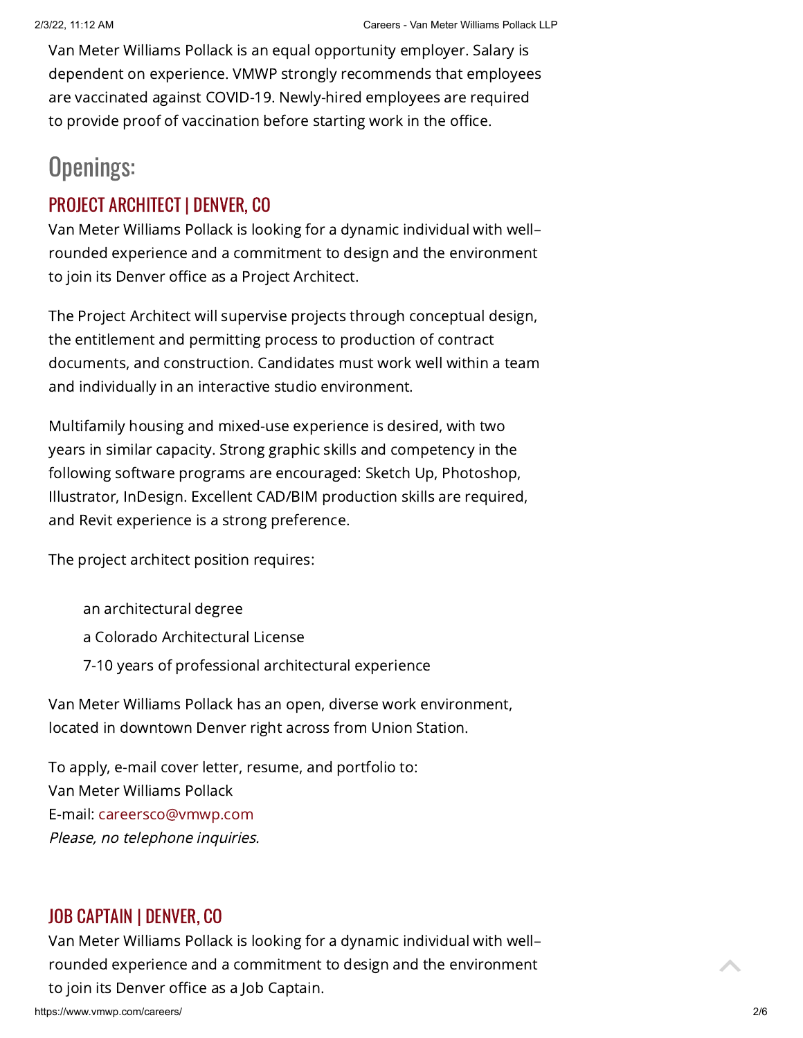Van Meter Williams Pollack is an equal opportunity employer. Salary is dependent on experience. VMWP strongly recommends that employees are vaccinated against COVID-19. Newly-hired employees are required to provide proof of vaccination before starting work in the office.

# Openings:

## PROJECT ARCHITECT | DENVER, CO

Van Meter Williams Pollack is looking for a dynamic individual with well–rounded experience and a commitment to design and the environment to join its Denver office as a Project Architect.

The Project Architect will supervise projects through conceptual design, the entitlement and permitting process to production of contract documents, and construction. Candidates must work well within a team and individually in an interactive studio environment.

Multifamily housing and mixed-use experience is desired, with two years in similar capacity. Strong graphic skills and competency in the following software programs are encouraged: Sketch Up, Photoshop, Illustrator, InDesign. Excellent CAD/BIM production skills are required, and Revit experience is a strong preference.

The project architect position requires:

- an architectural degree
- a Colorado Architectural License
- 7-10 years of professional architectural experience

Van Meter Williams Pollack has an open, diverse work environment, located in downtown Denver right across from Union Station.

To apply, e-mail cover letter, resume, and portfolio to:
Van Meter Williams Pollack
E-mail: careersco@vmwp.com
*Please, no telephone inquiries.*

## JOB CAPTAIN | DENVER, CO

Van Meter Williams Pollack is looking for a dynamic individual with well–rounded experience and a commitment to design and the environment to join its Denver office as a Job Captain.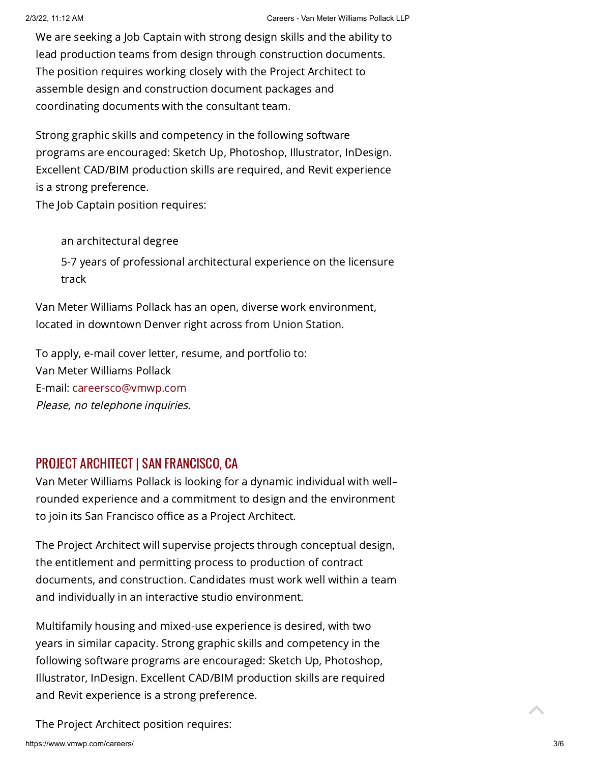We are seeking a Job Captain with strong design skills and the ability to lead production teams from design through construction documents. The position requires working closely with the Project Architect to assemble design and construction document packages and coordinating documents with the consultant team.

Strong graphic skills and competency in the following software programs are encouraged: Sketch Up, Photoshop, Illustrator, InDesign. Excellent CAD/BIM production skills are required, and Revit experience is a strong preference.

The Job Captain position requires:

- an architectural degree
- 5-7 years of professional architectural experience on the licensure track

Van Meter Williams Pollack has an open, diverse work environment, located in downtown Denver right across from Union Station.

To apply, e-mail cover letter, resume, and portfolio to:
Van Meter Williams Pollack
E-mail: careersco@vmwp.com
*Please, no telephone inquiries.*

## PROJECT ARCHITECT | SAN FRANCISCO, CA

Van Meter Williams Pollack is looking for a dynamic individual with well–rounded experience and a commitment to design and the environment to join its San Francisco office as a Project Architect.

The Project Architect will supervise projects through conceptual design, the entitlement and permitting process to production of contract documents, and construction. Candidates must work well within a team and individually in an interactive studio environment.

Multifamily housing and mixed-use experience is desired, with two years in similar capacity. Strong graphic skills and competency in the following software programs are encouraged: Sketch Up, Photoshop, Illustrator, InDesign. Excellent CAD/BIM production skills are required and Revit experience is a strong preference.

The Project Architect position requires: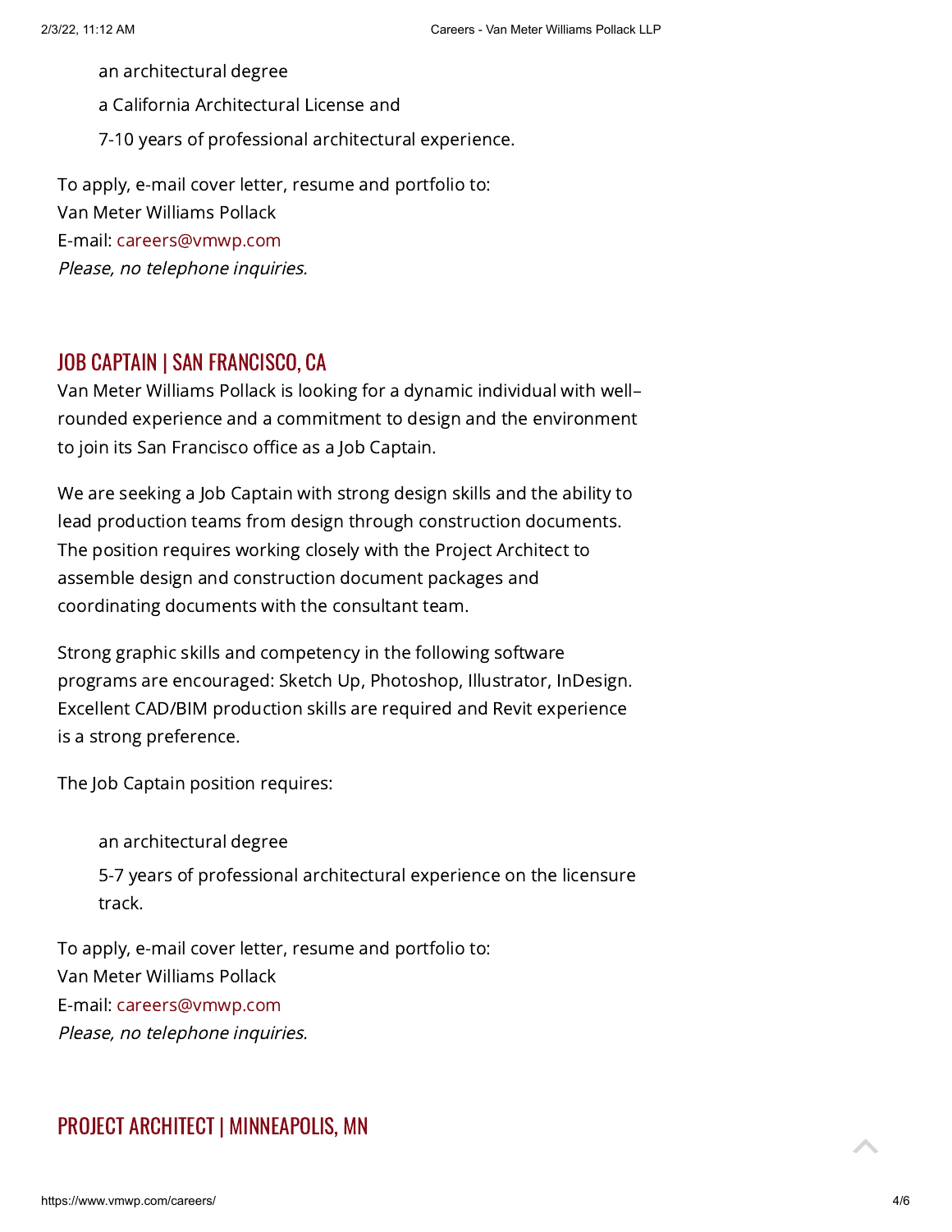- an architectural degree
- a California Architectural License and
- 7-10 years of professional architectural experience.

To apply, e-mail cover letter, resume and portfolio to:
Van Meter Williams Pollack
E-mail: careers@vmwp.com
*Please, no telephone inquiries.*

## JOB CAPTAIN | SAN FRANCISCO, CA

Van Meter Williams Pollack is looking for a dynamic individual with well–rounded experience and a commitment to design and the environment to join its San Francisco office as a Job Captain.

We are seeking a Job Captain with strong design skills and the ability to lead production teams from design through construction documents. The position requires working closely with the Project Architect to assemble design and construction document packages and coordinating documents with the consultant team.

Strong graphic skills and competency in the following software programs are encouraged: Sketch Up, Photoshop, Illustrator, InDesign. Excellent CAD/BIM production skills are required and Revit experience is a strong preference.

The Job Captain position requires:

- an architectural degree
- 5-7 years of professional architectural experience on the licensure track.

To apply, e-mail cover letter, resume and portfolio to:
Van Meter Williams Pollack
E-mail: careers@vmwp.com
*Please, no telephone inquiries.*

## PROJECT ARCHITECT | MINNEAPOLIS, MN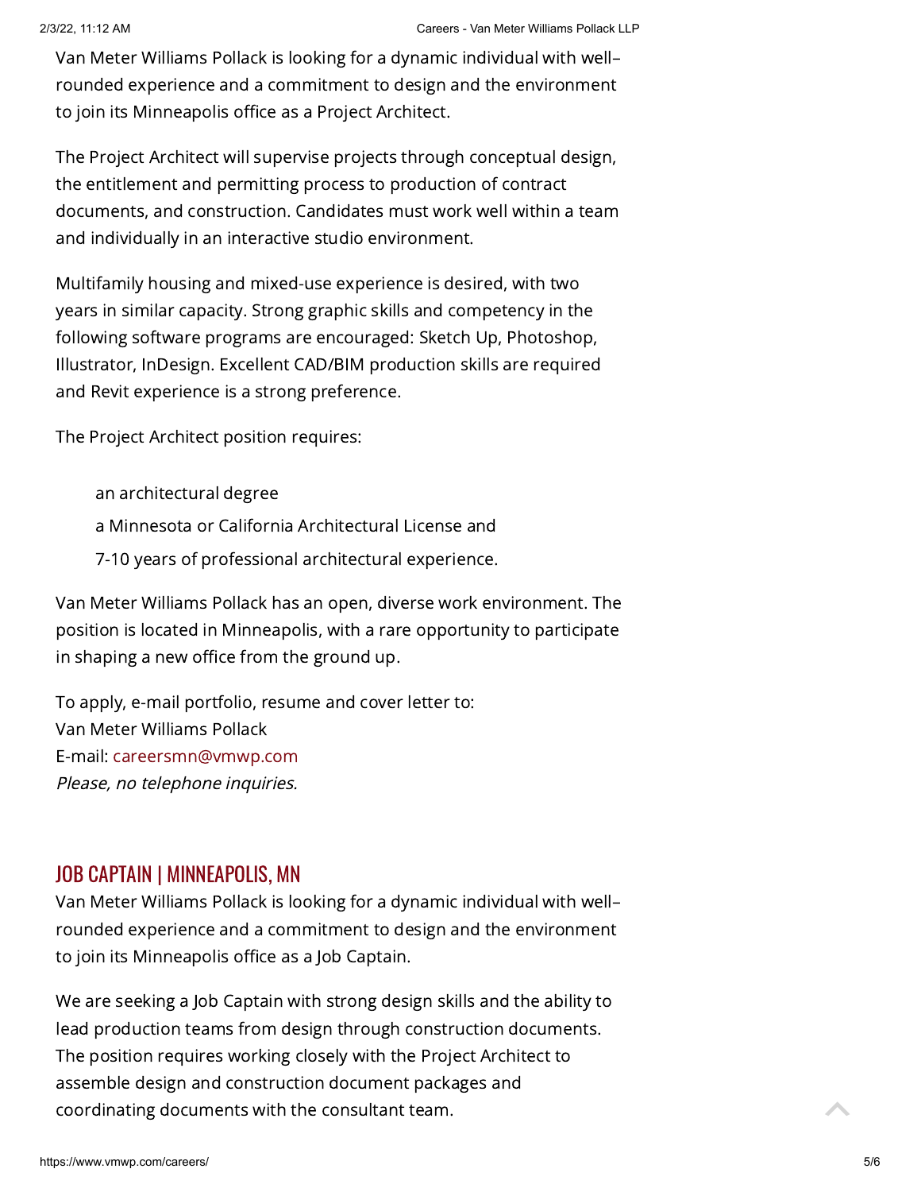Van Meter Williams Pollack is looking for a dynamic individual with well–rounded experience and a commitment to design and the environment to join its Minneapolis office as a Project Architect.

The Project Architect will supervise projects through conceptual design, the entitlement and permitting process to production of contract documents, and construction. Candidates must work well within a team and individually in an interactive studio environment.

Multifamily housing and mixed-use experience is desired, with two years in similar capacity. Strong graphic skills and competency in the following software programs are encouraged: Sketch Up, Photoshop, Illustrator, InDesign. Excellent CAD/BIM production skills are required and Revit experience is a strong preference.

The Project Architect position requires:

- an architectural degree
- a Minnesota or California Architectural License and
- 7-10 years of professional architectural experience.

Van Meter Williams Pollack has an open, diverse work environment. The position is located in Minneapolis, with a rare opportunity to participate in shaping a new office from the ground up.

To apply, e-mail portfolio, resume and cover letter to:
Van Meter Williams Pollack
E-mail: careersmn@vmwp.com
*Please, no telephone inquiries.*

## JOB CAPTAIN | MINNEAPOLIS, MN

Van Meter Williams Pollack is looking for a dynamic individual with well–rounded experience and a commitment to design and the environment to join its Minneapolis office as a Job Captain.

We are seeking a Job Captain with strong design skills and the ability to lead production teams from design through construction documents. The position requires working closely with the Project Architect to assemble design and construction document packages and coordinating documents with the consultant team.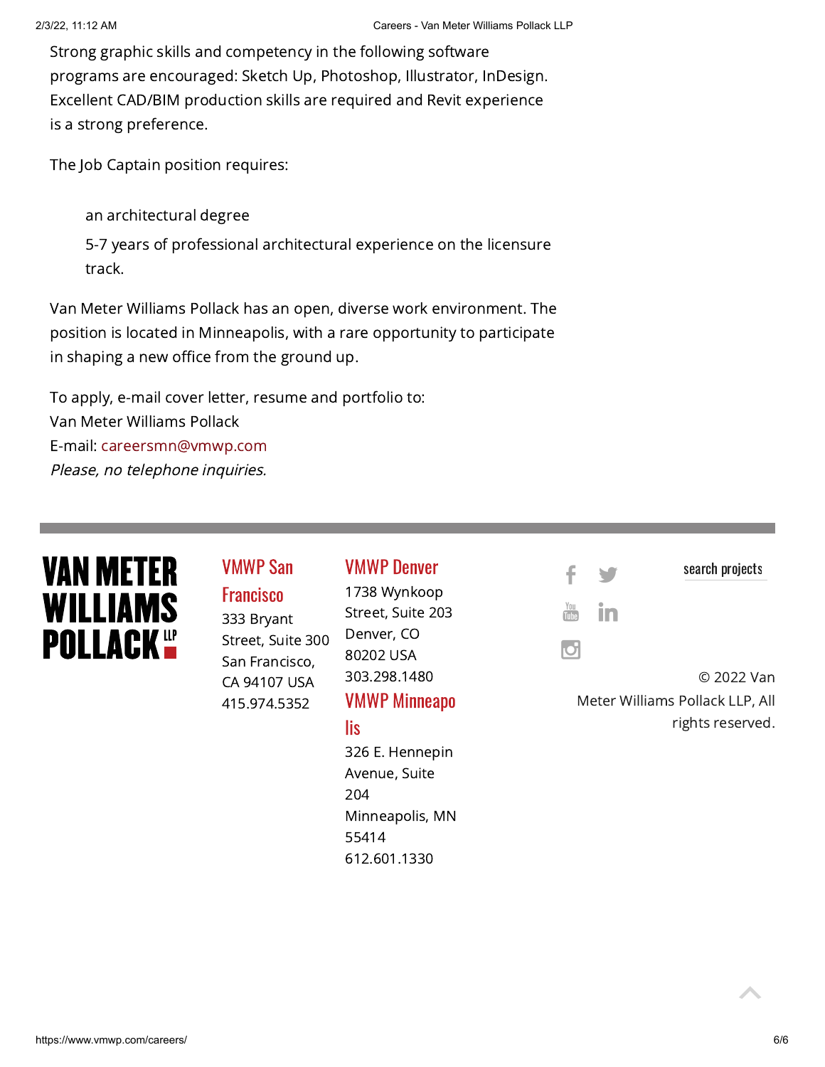Strong graphic skills and competency in the following software programs are encouraged: Sketch Up, Photoshop, Illustrator, InDesign. Excellent CAD/BIM production skills are required and Revit experience is a strong preference.

The Job Captain position requires:

- an architectural degree
- 5-7 years of professional architectural experience on the licensure track.

Van Meter Williams Pollack has an open, diverse work environment. The position is located in Minneapolis, with a rare opportunity to participate in shaping a new office from the ground up.

To apply, e-mail cover letter, resume and portfolio to:
Van Meter Williams Pollack
E-mail: careersmn@vmwp.com
*Please, no telephone inquiries.*

---

**VAN METER WILLIAMS POLLACK LLP**

### VMWP San Francisco

333 Bryant Street, Suite 300
San Francisco, CA 94107 USA
415.974.5352

### VMWP Denver

1738 Wynkoop Street, Suite 203
Denver, CO 80202 USA
303.298.1480

### VMWP Minneapolis

326 E. Hennepin Avenue, Suite 204
Minneapolis, MN 55414
612.601.1330

search projects

© 2022 Van Meter Williams Pollack LLP, All rights reserved.